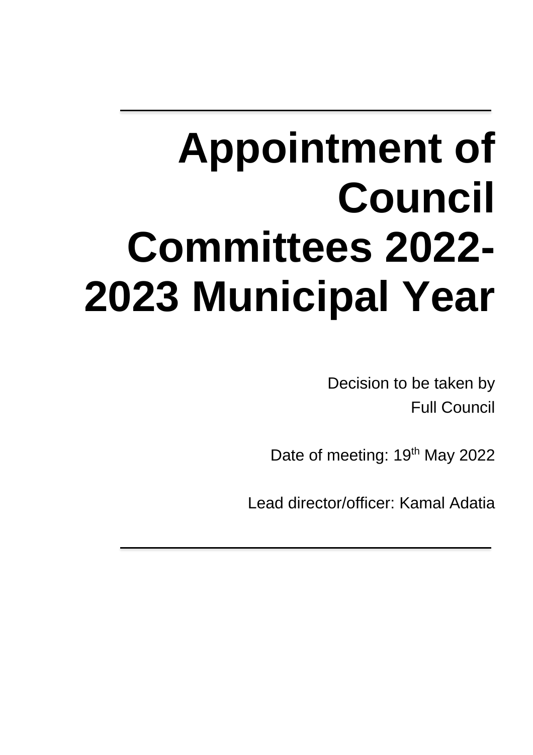# Appointment of Council Committees 2022-2023 Municipal Year

Decision to be taken by
Full Council

Date of meeting: 19th May 2022

Lead director/officer: Kamal Adatia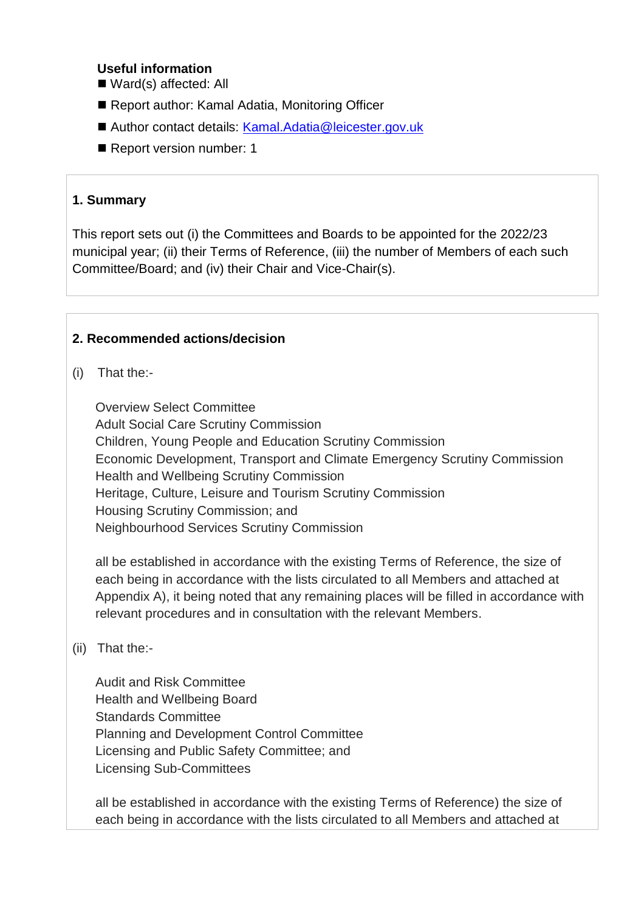**Useful information**

- Ward(s) affected: All
- Report author: Kamal Adatia, Monitoring Officer
- Author contact details: Kamal.Adatia@leicester.gov.uk
- Report version number: 1

## 1. Summary

This report sets out (i) the Committees and Boards to be appointed for the 2022/23 municipal year; (ii) their Terms of Reference, (iii) the number of Members of each such Committee/Board; and (iv) their Chair and Vice-Chair(s).

## 2. Recommended actions/decision

(i) That the:-

Overview Select Committee
Adult Social Care Scrutiny Commission
Children, Young People and Education Scrutiny Commission
Economic Development, Transport and Climate Emergency Scrutiny Commission
Health and Wellbeing Scrutiny Commission
Heritage, Culture, Leisure and Tourism Scrutiny Commission
Housing Scrutiny Commission; and
Neighbourhood Services Scrutiny Commission

all be established in accordance with the existing Terms of Reference, the size of each being in accordance with the lists circulated to all Members and attached at Appendix A), it being noted that any remaining places will be filled in accordance with relevant procedures and in consultation with the relevant Members.

(ii) That the:-

Audit and Risk Committee
Health and Wellbeing Board
Standards Committee
Planning and Development Control Committee
Licensing and Public Safety Committee; and
Licensing Sub-Committees

all be established in accordance with the existing Terms of Reference) the size of each being in accordance with the lists circulated to all Members and attached at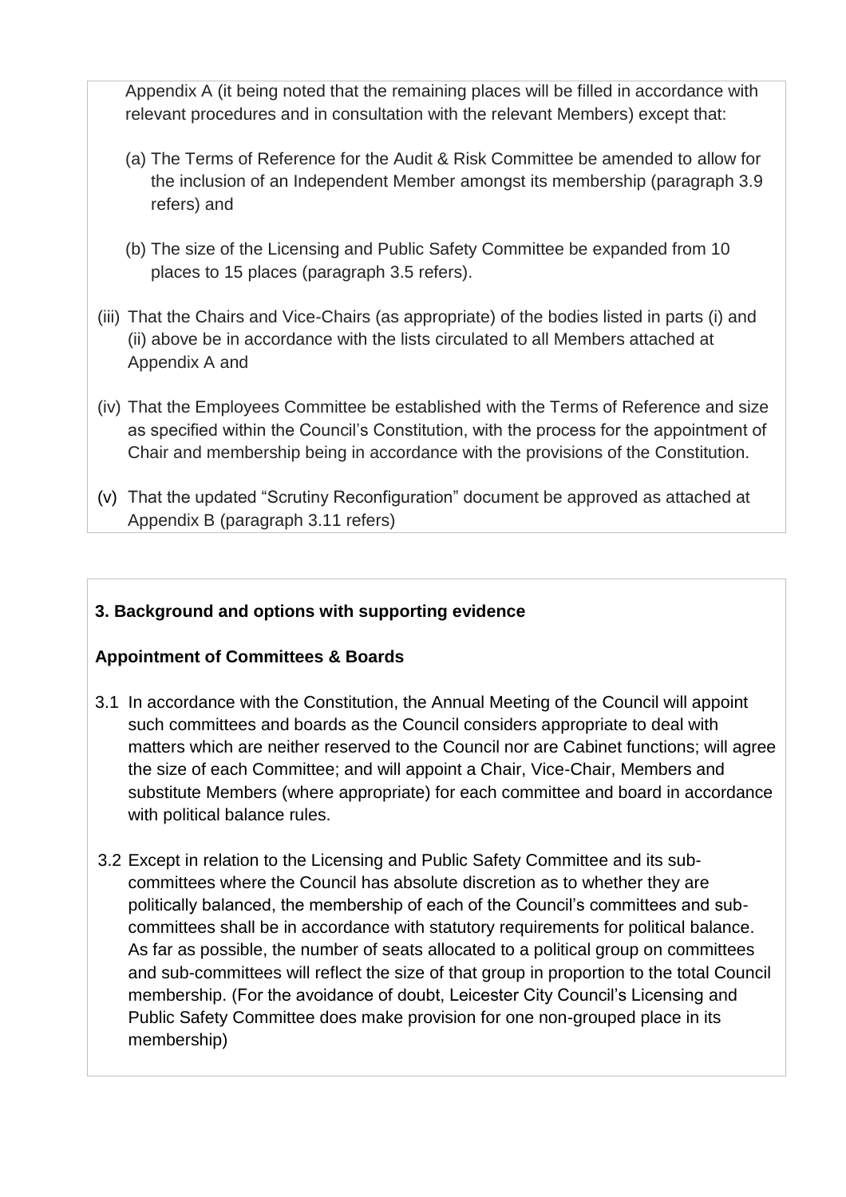Appendix A (it being noted that the remaining places will be filled in accordance with relevant procedures and in consultation with the relevant Members) except that:

(a) The Terms of Reference for the Audit & Risk Committee be amended to allow for the inclusion of an Independent Member amongst its membership (paragraph 3.9 refers) and

(b) The size of the Licensing and Public Safety Committee be expanded from 10 places to 15 places (paragraph 3.5 refers).

(iii) That the Chairs and Vice-Chairs (as appropriate) of the bodies listed in parts (i) and (ii) above be in accordance with the lists circulated to all Members attached at Appendix A and

(iv) That the Employees Committee be established with the Terms of Reference and size as specified within the Council's Constitution, with the process for the appointment of Chair and membership being in accordance with the provisions of the Constitution.

(v) That the updated "Scrutiny Reconfiguration" document be approved as attached at Appendix B (paragraph 3.11 refers)

**3. Background and options with supporting evidence**

**Appointment of Committees & Boards**

3.1 In accordance with the Constitution, the Annual Meeting of the Council will appoint such committees and boards as the Council considers appropriate to deal with matters which are neither reserved to the Council nor are Cabinet functions; will agree the size of each Committee; and will appoint a Chair, Vice-Chair, Members and substitute Members (where appropriate) for each committee and board in accordance with political balance rules.

3.2 Except in relation to the Licensing and Public Safety Committee and its sub-committees where the Council has absolute discretion as to whether they are politically balanced, the membership of each of the Council's committees and sub-committees shall be in accordance with statutory requirements for political balance. As far as possible, the number of seats allocated to a political group on committees and sub-committees will reflect the size of that group in proportion to the total Council membership. (For the avoidance of doubt, Leicester City Council's Licensing and Public Safety Committee does make provision for one non-grouped place in its membership)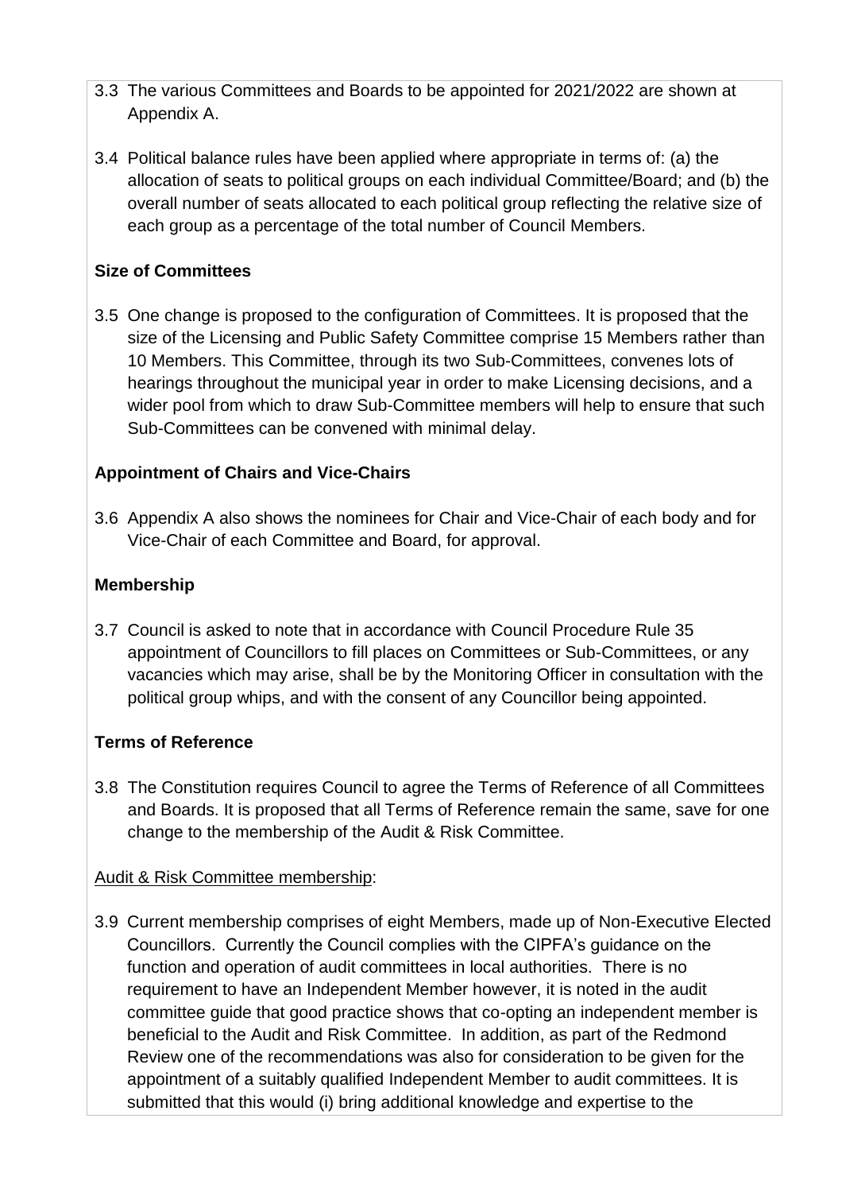3.3 The various Committees and Boards to be appointed for 2021/2022 are shown at Appendix A.

3.4 Political balance rules have been applied where appropriate in terms of: (a) the allocation of seats to political groups on each individual Committee/Board; and (b) the overall number of seats allocated to each political group reflecting the relative size of each group as a percentage of the total number of Council Members.

**Size of Committees**

3.5 One change is proposed to the configuration of Committees. It is proposed that the size of the Licensing and Public Safety Committee comprise 15 Members rather than 10 Members. This Committee, through its two Sub-Committees, convenes lots of hearings throughout the municipal year in order to make Licensing decisions, and a wider pool from which to draw Sub-Committee members will help to ensure that such Sub-Committees can be convened with minimal delay.

**Appointment of Chairs and Vice-Chairs**

3.6 Appendix A also shows the nominees for Chair and Vice-Chair of each body and for Vice-Chair of each Committee and Board, for approval.

**Membership**

3.7 Council is asked to note that in accordance with Council Procedure Rule 35 appointment of Councillors to fill places on Committees or Sub-Committees, or any vacancies which may arise, shall be by the Monitoring Officer in consultation with the political group whips, and with the consent of any Councillor being appointed.

**Terms of Reference**

3.8 The Constitution requires Council to agree the Terms of Reference of all Committees and Boards. It is proposed that all Terms of Reference remain the same, save for one change to the membership of the Audit & Risk Committee.

<u>Audit & Risk Committee membership</u>:

3.9 Current membership comprises of eight Members, made up of Non-Executive Elected Councillors. Currently the Council complies with the CIPFA's guidance on the function and operation of audit committees in local authorities. There is no requirement to have an Independent Member however, it is noted in the audit committee guide that good practice shows that co-opting an independent member is beneficial to the Audit and Risk Committee. In addition, as part of the Redmond Review one of the recommendations was also for consideration to be given for the appointment of a suitably qualified Independent Member to audit committees. It is submitted that this would (i) bring additional knowledge and expertise to the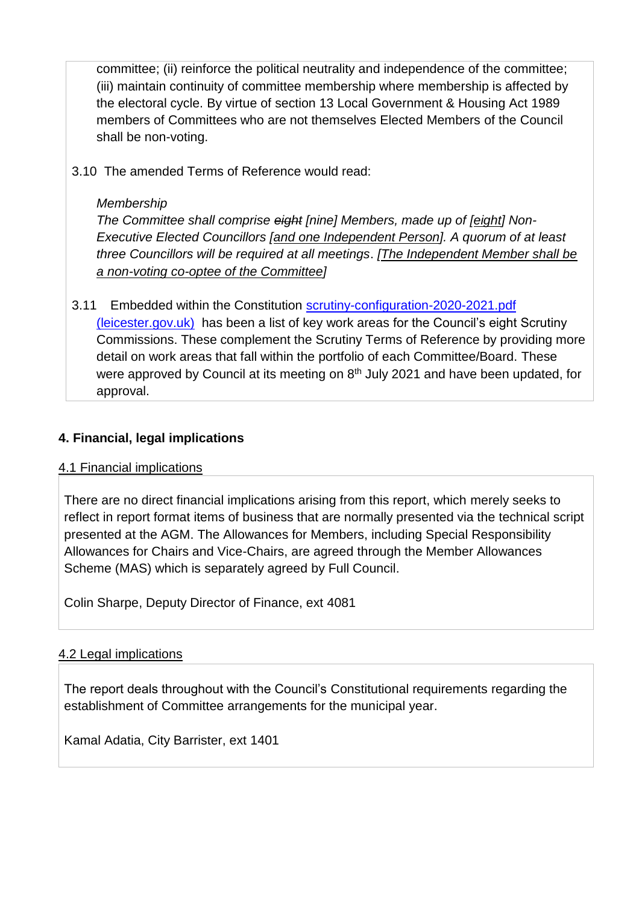committee; (ii) reinforce the political neutrality and independence of the committee; (iii) maintain continuity of committee membership where membership is affected by the electoral cycle. By virtue of section 13 Local Government & Housing Act 1989 members of Committees who are not themselves Elected Members of the Council shall be non-voting.

3.10 The amended Terms of Reference would read:

*Membership*
*The Committee shall comprise ~~eight~~ [nine] Members, made up of [eight] Non-Executive Elected Councillors [and one Independent Person]. A quorum of at least three Councillors will be required at all meetings. [The Independent Member shall be a non-voting co-optee of the Committee]*

3.11 Embedded within the Constitution [scrutiny-configuration-2020-2021.pdf (leicester.gov.uk)](scrutiny-configuration-2020-2021.pdf) has been a list of key work areas for the Council's eight Scrutiny Commissions. These complement the Scrutiny Terms of Reference by providing more detail on work areas that fall within the portfolio of each Committee/Board. These were approved by Council at its meeting on 8th July 2021 and have been updated, for approval.

## 4. Financial, legal implications

### 4.1 Financial implications

There are no direct financial implications arising from this report, which merely seeks to reflect in report format items of business that are normally presented via the technical script presented at the AGM. The Allowances for Members, including Special Responsibility Allowances for Chairs and Vice-Chairs, are agreed through the Member Allowances Scheme (MAS) which is separately agreed by Full Council.

Colin Sharpe, Deputy Director of Finance, ext 4081

### 4.2 Legal implications

The report deals throughout with the Council's Constitutional requirements regarding the establishment of Committee arrangements for the municipal year.

Kamal Adatia, City Barrister, ext 1401